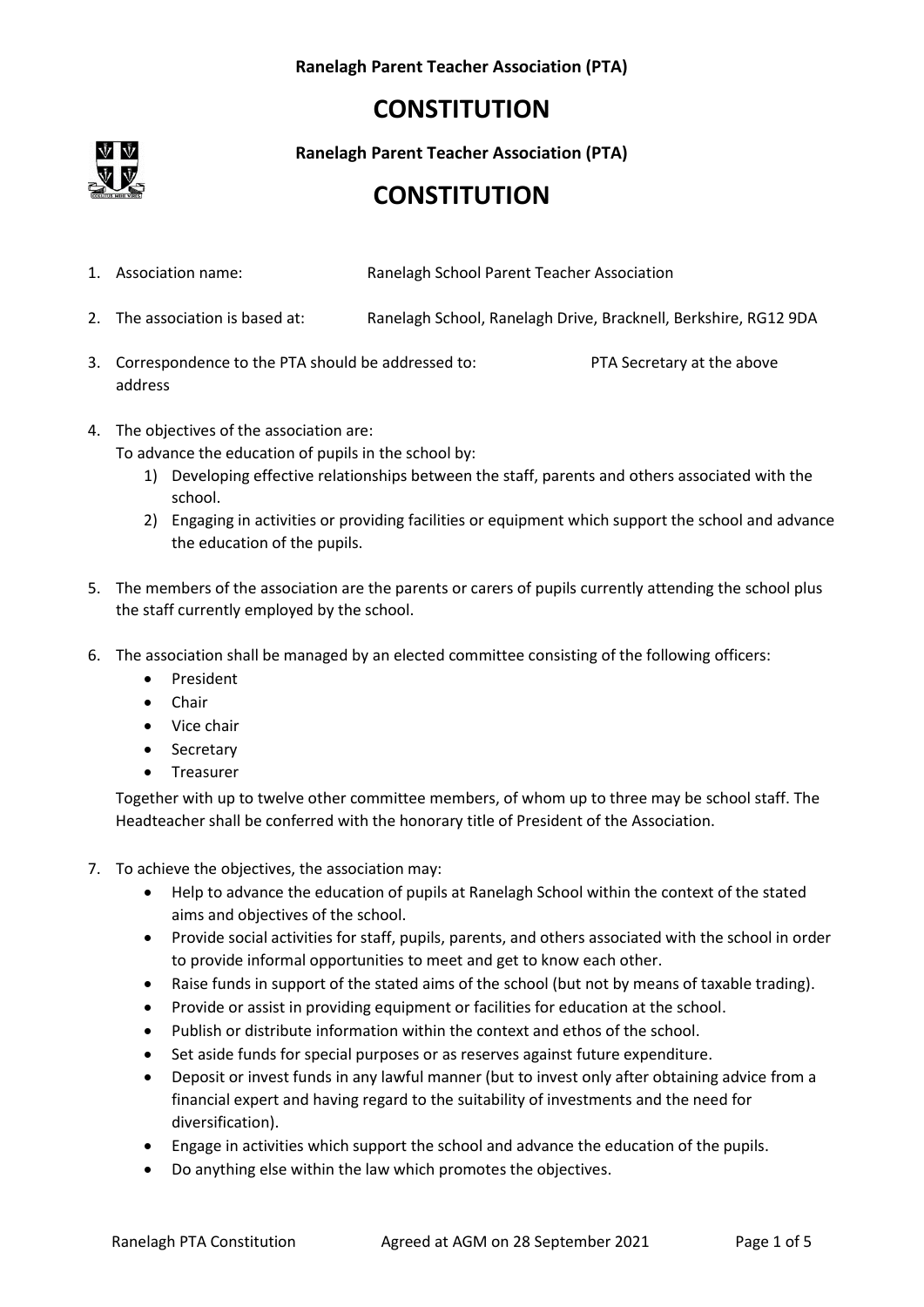**Ranelagh Parent Teacher Association (PTA)**

# CONSTITUTION

1. Association name: Ranelagh School Parent Teacher Association

2. The association is based at: Ranelagh School, Ranelagh Drive, Bracknell, Berkshire, RG12 9DA

3. Correspondence to the PTA should be addressed to: PTA Secretary at the above address

4. The objectives of the association are:
   To advance the education of pupils in the school by:
   1) Developing effective relationships between the staff, parents and others associated with the school.
   2) Engaging in activities or providing facilities or equipment which support the school and advance the education of the pupils.

5. The members of the association are the parents or carers of pupils currently attending the school plus the staff currently employed by the school.

6. The association shall be managed by an elected committee consisting of the following officers:
   - President
   - Chair
   - Vice chair
   - Secretary
   - Treasurer

   Together with up to twelve other committee members, of whom up to three may be school staff. The Headteacher shall be conferred with the honorary title of President of the Association.

7. To achieve the objectives, the association may:
   - Help to advance the education of pupils at Ranelagh School within the context of the stated aims and objectives of the school.
   - Provide social activities for staff, pupils, parents, and others associated with the school in order to provide informal opportunities to meet and get to know each other.
   - Raise funds in support of the stated aims of the school (but not by means of taxable trading).
   - Provide or assist in providing equipment or facilities for education at the school.
   - Publish or distribute information within the context and ethos of the school.
   - Set aside funds for special purposes or as reserves against future expenditure.
   - Deposit or invest funds in any lawful manner (but to invest only after obtaining advice from a financial expert and having regard to the suitability of investments and the need for diversification).
   - Engage in activities which support the school and advance the education of the pupils.
   - Do anything else within the law which promotes the objectives.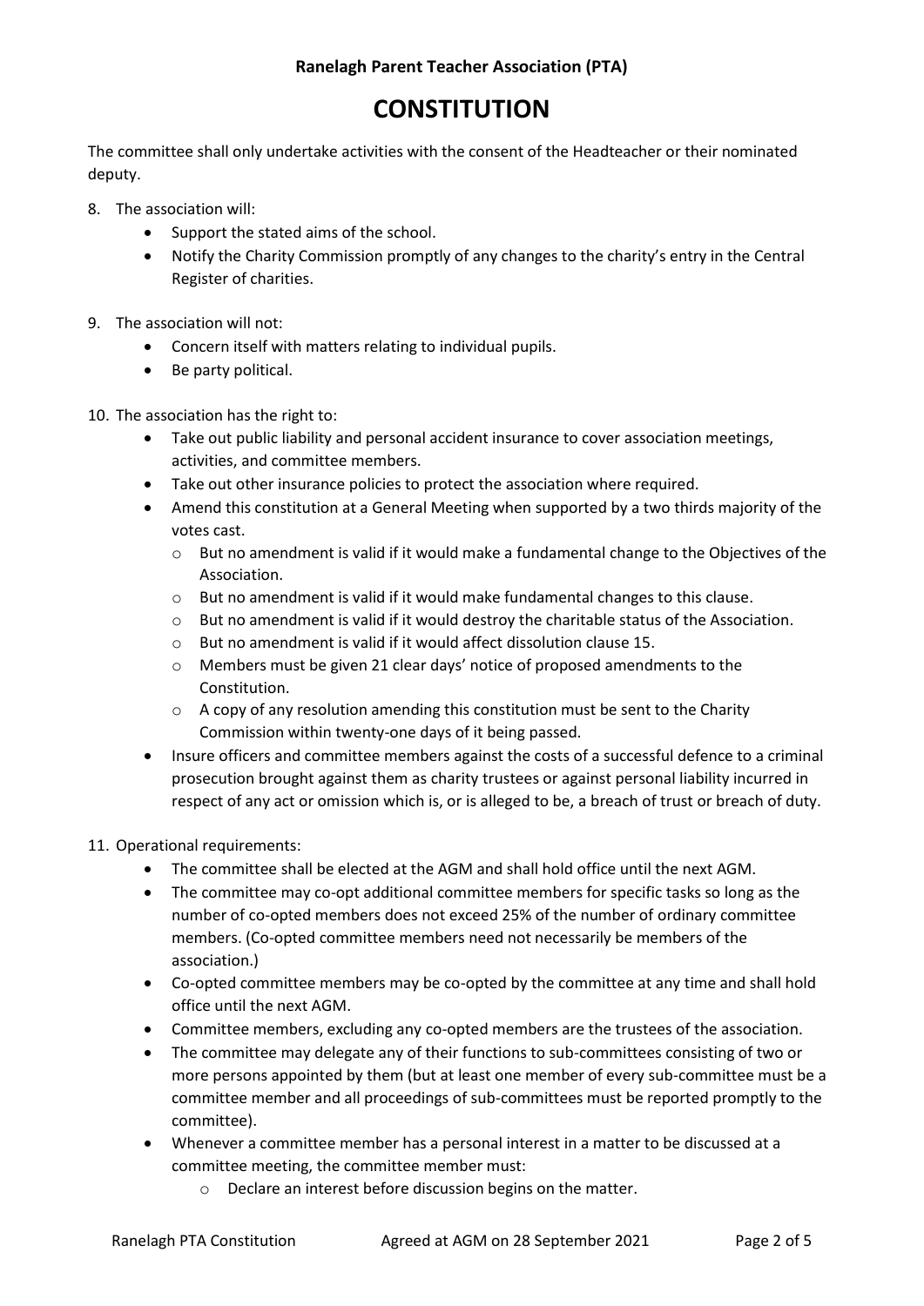The committee shall only undertake activities with the consent of the Headteacher or their nominated deputy.

8. The association will:
    - Support the stated aims of the school.
    - Notify the Charity Commission promptly of any changes to the charity's entry in the Central Register of charities.

9. The association will not:
    - Concern itself with matters relating to individual pupils.
    - Be party political.

10. The association has the right to:
    - Take out public liability and personal accident insurance to cover association meetings, activities, and committee members.
    - Take out other insurance policies to protect the association where required.
    - Amend this constitution at a General Meeting when supported by a two thirds majority of the votes cast.
        - But no amendment is valid if it would make a fundamental change to the Objectives of the Association.
        - But no amendment is valid if it would make fundamental changes to this clause.
        - But no amendment is valid if it would destroy the charitable status of the Association.
        - But no amendment is valid if it would affect dissolution clause 15.
        - Members must be given 21 clear days' notice of proposed amendments to the Constitution.
        - A copy of any resolution amending this constitution must be sent to the Charity Commission within twenty-one days of it being passed.
    - Insure officers and committee members against the costs of a successful defence to a criminal prosecution brought against them as charity trustees or against personal liability incurred in respect of any act or omission which is, or is alleged to be, a breach of trust or breach of duty.

11. Operational requirements:
    - The committee shall be elected at the AGM and shall hold office until the next AGM.
    - The committee may co-opt additional committee members for specific tasks so long as the number of co-opted members does not exceed 25% of the number of ordinary committee members. (Co-opted committee members need not necessarily be members of the association.)
    - Co-opted committee members may be co-opted by the committee at any time and shall hold office until the next AGM.
    - Committee members, excluding any co-opted members are the trustees of the association.
    - The committee may delegate any of their functions to sub-committees consisting of two or more persons appointed by them (but at least one member of every sub-committee must be a committee member and all proceedings of sub-committees must be reported promptly to the committee).
    - Whenever a committee member has a personal interest in a matter to be discussed at a committee meeting, the committee member must:
        - Declare an interest before discussion begins on the matter.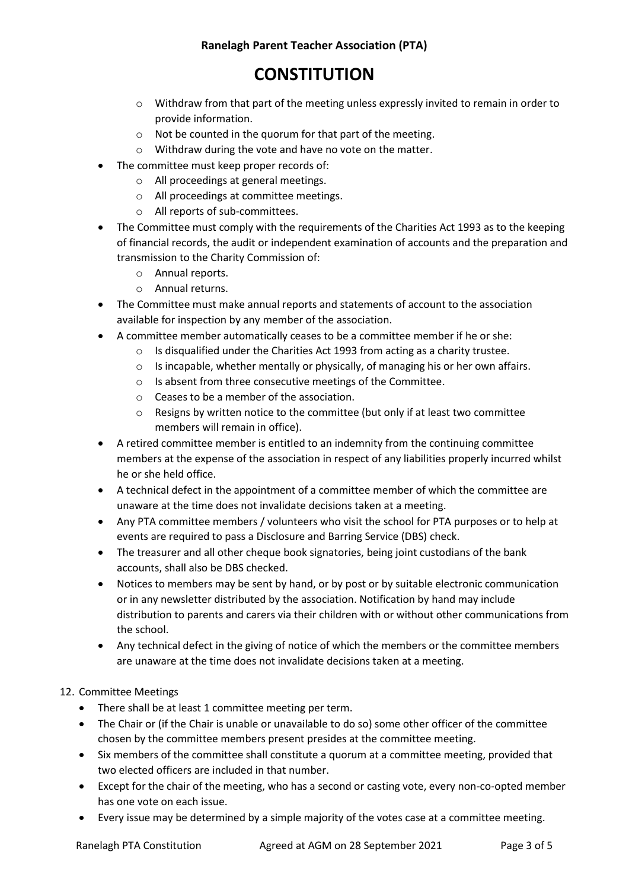- Withdraw from that part of the meeting unless expressly invited to remain in order to provide information.
    - Not be counted in the quorum for that part of the meeting.
    - Withdraw during the vote and have no vote on the matter.
- The committee must keep proper records of:
    - All proceedings at general meetings.
    - All proceedings at committee meetings.
    - All reports of sub-committees.
- The Committee must comply with the requirements of the Charities Act 1993 as to the keeping of financial records, the audit or independent examination of accounts and the preparation and transmission to the Charity Commission of:
    - Annual reports.
    - Annual returns.
- The Committee must make annual reports and statements of account to the association available for inspection by any member of the association.
- A committee member automatically ceases to be a committee member if he or she:
    - Is disqualified under the Charities Act 1993 from acting as a charity trustee.
    - Is incapable, whether mentally or physically, of managing his or her own affairs.
    - Is absent from three consecutive meetings of the Committee.
    - Ceases to be a member of the association.
    - Resigns by written notice to the committee (but only if at least two committee members will remain in office).
- A retired committee member is entitled to an indemnity from the continuing committee members at the expense of the association in respect of any liabilities properly incurred whilst he or she held office.
- A technical defect in the appointment of a committee member of which the committee are unaware at the time does not invalidate decisions taken at a meeting.
- Any PTA committee members / volunteers who visit the school for PTA purposes or to help at events are required to pass a Disclosure and Barring Service (DBS) check.
- The treasurer and all other cheque book signatories, being joint custodians of the bank accounts, shall also be DBS checked.
- Notices to members may be sent by hand, or by post or by suitable electronic communication or in any newsletter distributed by the association. Notification by hand may include distribution to parents and carers via their children with or without other communications from the school.
- Any technical defect in the giving of notice of which the members or the committee members are unaware at the time does not invalidate decisions taken at a meeting.

12. Committee Meetings
    - There shall be at least 1 committee meeting per term.
    - The Chair or (if the Chair is unable or unavailable to do so) some other officer of the committee chosen by the committee members present presides at the committee meeting.
    - Six members of the committee shall constitute a quorum at a committee meeting, provided that two elected officers are included in that number.
    - Except for the chair of the meeting, who has a second or casting vote, every non-co-opted member has one vote on each issue.
    - Every issue may be determined by a simple majority of the votes case at a committee meeting.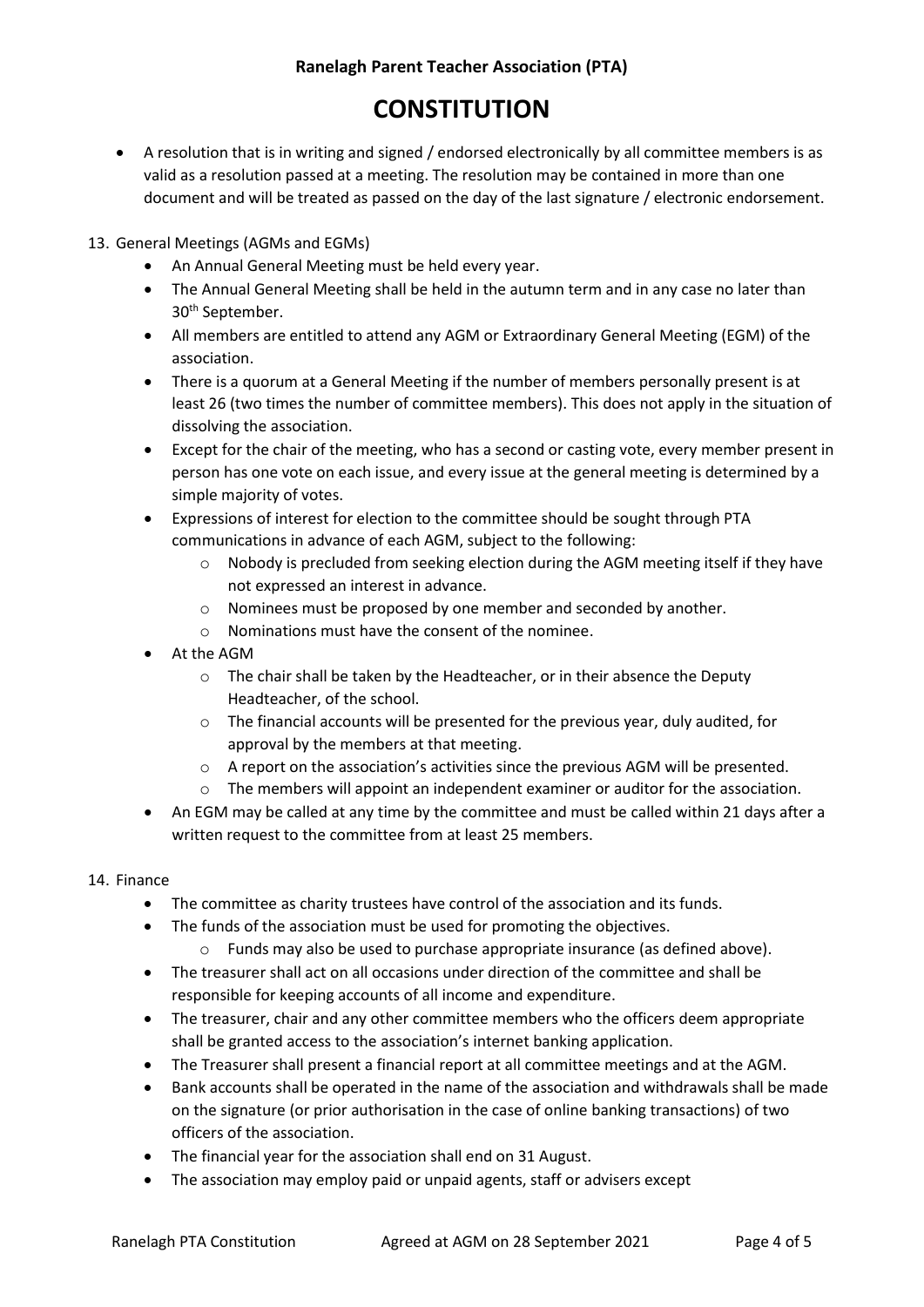- A resolution that is in writing and signed / endorsed electronically by all committee members is as valid as a resolution passed at a meeting. The resolution may be contained in more than one document and will be treated as passed on the day of the last signature / electronic endorsement.

13. General Meetings (AGMs and EGMs)
    - An Annual General Meeting must be held every year.
    - The Annual General Meeting shall be held in the autumn term and in any case no later than 30th September.
    - All members are entitled to attend any AGM or Extraordinary General Meeting (EGM) of the association.
    - There is a quorum at a General Meeting if the number of members personally present is at least 26 (two times the number of committee members). This does not apply in the situation of dissolving the association.
    - Except for the chair of the meeting, who has a second or casting vote, every member present in person has one vote on each issue, and every issue at the general meeting is determined by a simple majority of votes.
    - Expressions of interest for election to the committee should be sought through PTA communications in advance of each AGM, subject to the following:
        - Nobody is precluded from seeking election during the AGM meeting itself if they have not expressed an interest in advance.
        - Nominees must be proposed by one member and seconded by another.
        - Nominations must have the consent of the nominee.
    - At the AGM
        - The chair shall be taken by the Headteacher, or in their absence the Deputy Headteacher, of the school.
        - The financial accounts will be presented for the previous year, duly audited, for approval by the members at that meeting.
        - A report on the association's activities since the previous AGM will be presented.
        - The members will appoint an independent examiner or auditor for the association.
    - An EGM may be called at any time by the committee and must be called within 21 days after a written request to the committee from at least 25 members.

14. Finance
    - The committee as charity trustees have control of the association and its funds.
    - The funds of the association must be used for promoting the objectives.
        - Funds may also be used to purchase appropriate insurance (as defined above).
    - The treasurer shall act on all occasions under direction of the committee and shall be responsible for keeping accounts of all income and expenditure.
    - The treasurer, chair and any other committee members who the officers deem appropriate shall be granted access to the association's internet banking application.
    - The Treasurer shall present a financial report at all committee meetings and at the AGM.
    - Bank accounts shall be operated in the name of the association and withdrawals shall be made on the signature (or prior authorisation in the case of online banking transactions) of two officers of the association.
    - The financial year for the association shall end on 31 August.
    - The association may employ paid or unpaid agents, staff or advisers except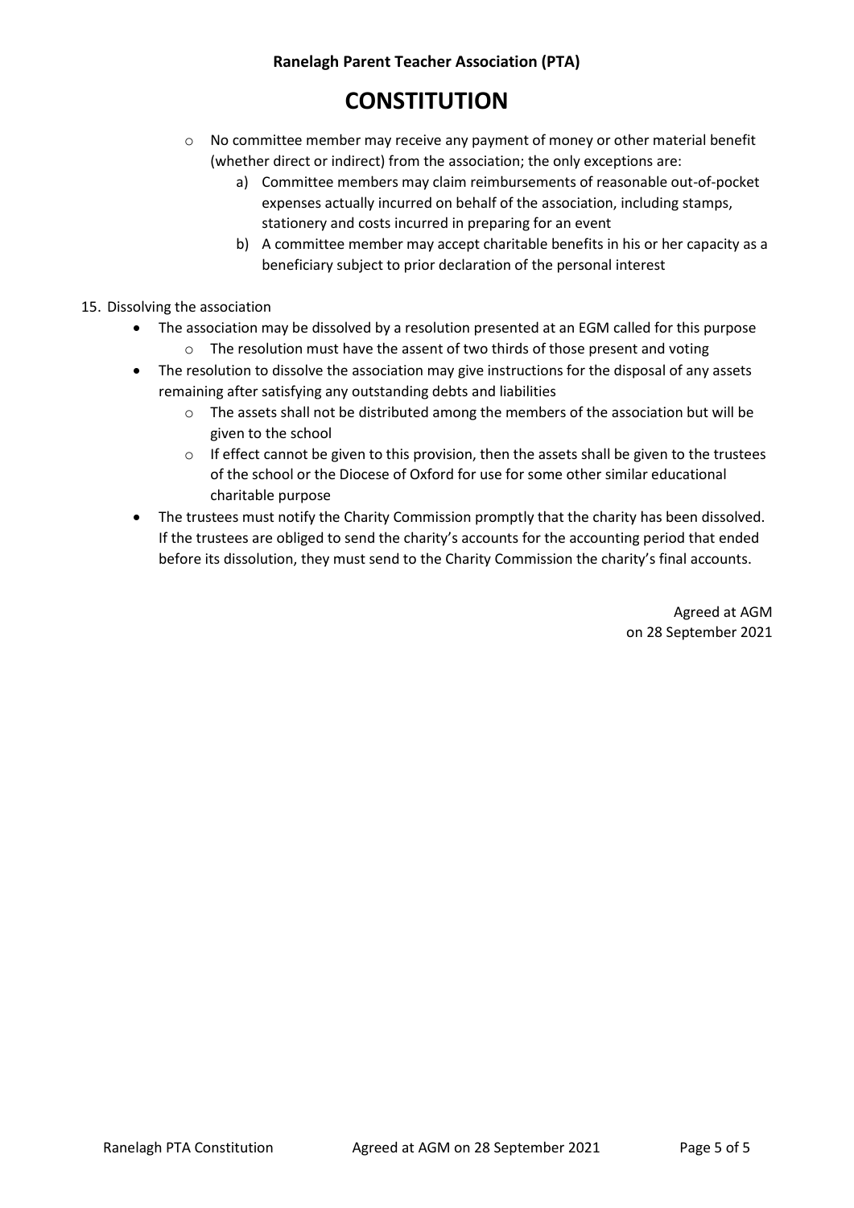**Ranelagh Parent Teacher Association (PTA)**

# CONSTITUTION

- No committee member may receive any payment of money or other material benefit (whether direct or indirect) from the association; the only exceptions are:
    a) Committee members may claim reimbursements of reasonable out-of-pocket expenses actually incurred on behalf of the association, including stamps, stationery and costs incurred in preparing for an event
    b) A committee member may accept charitable benefits in his or her capacity as a beneficiary subject to prior declaration of the personal interest

15. Dissolving the association
    - The association may be dissolved by a resolution presented at an EGM called for this purpose
        - The resolution must have the assent of two thirds of those present and voting
    - The resolution to dissolve the association may give instructions for the disposal of any assets remaining after satisfying any outstanding debts and liabilities
        - The assets shall not be distributed among the members of the association but will be given to the school
        - If effect cannot be given to this provision, then the assets shall be given to the trustees of the school or the Diocese of Oxford for use for some other similar educational charitable purpose
    - The trustees must notify the Charity Commission promptly that the charity has been dissolved. If the trustees are obliged to send the charity's accounts for the accounting period that ended before its dissolution, they must send to the Charity Commission the charity's final accounts.

Agreed at AGM
on 28 September 2021